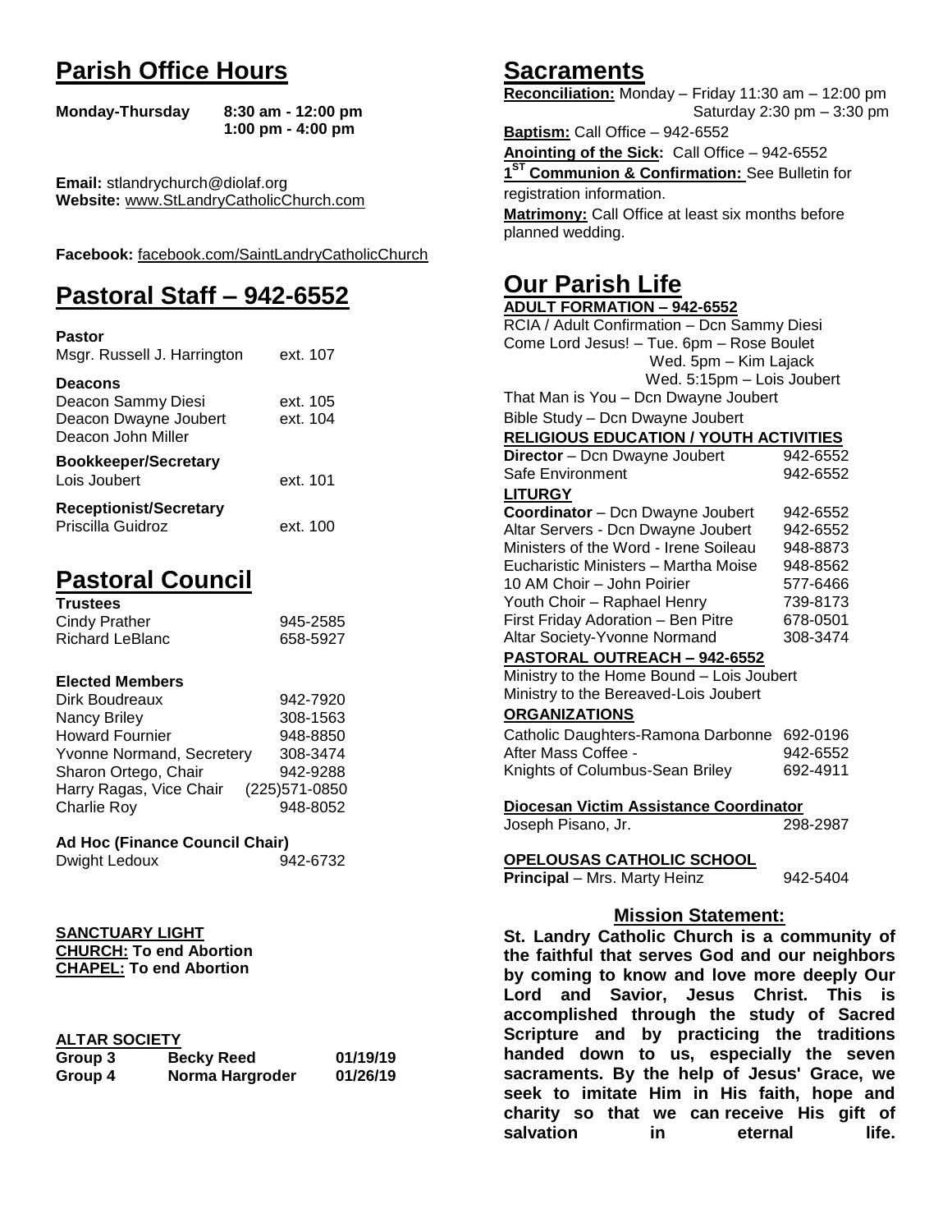## Parish Office Hours

**Monday-Thursday** **8:30 am - 12:00 pm**
**1:00 pm - 4:00 pm**

**Email:** stlandrychurch@diolaf.org
**Website:** www.StLandryCatholicChurch.com

**Facebook:** facebook.com/SaintLandryCatholicChurch

## Pastoral Staff – 942-6552

**Pastor**

| | |
|---|---|
| Msgr. Russell J. Harrington | ext. 107 |

**Deacons**

| | |
|---|---|
| Deacon Sammy Diesi | ext. 105 |
| Deacon Dwayne Joubert | ext. 104 |
| Deacon John Miller | |

**Bookkeeper/Secretary**

| | |
|---|---|
| Lois Joubert | ext. 101 |

**Receptionist/Secretary**

| | |
|---|---|
| Priscilla Guidroz | ext. 100 |

## Pastoral Council

**Trustees**

| | |
|---|---|
| Cindy Prather | 945-2585 |
| Richard LeBlanc | 658-5927 |

**Elected Members**

| | |
|---|---|
| Dirk Boudreaux | 942-7920 |
| Nancy Briley | 308-1563 |
| Howard Fournier | 948-8850 |
| Yvonne Normand, Secretery | 308-3474 |
| Sharon Ortego, Chair | 942-9288 |
| Harry Ragas, Vice Chair | (225)571-0850 |
| Charlie Roy | 948-8052 |

**Ad Hoc (Finance Council Chair)**

| | |
|---|---|
| Dwight Ledoux | 942-6732 |

**SANCTUARY LIGHT**
**CHURCH: To end Abortion**
**CHAPEL: To end Abortion**

**ALTAR SOCIETY**

| | | |
|---|---|---|
| **Group 3** | **Becky Reed** | **01/19/19** |
| **Group 4** | **Norma Hargroder** | **01/26/19** |

## Sacraments

**Reconciliation:** Monday – Friday 11:30 am – 12:00 pm
Saturday 2:30 pm – 3:30 pm

**Baptism:** Call Office – 942-6552

**Anointing of the Sick:** Call Office – 942-6552

**1[ST] Communion & Confirmation:** See Bulletin for registration information.

**Matrimony:** Call Office at least six months before planned wedding.

## Our Parish Life

**ADULT FORMATION – 942-6552**

RCIA / Adult Confirmation – Dcn Sammy Diesi
Come Lord Jesus! – Tue. 6pm – Rose Boulet
Wed. 5pm – Kim Lajack
Wed. 5:15pm – Lois Joubert
That Man is You – Dcn Dwayne Joubert
Bible Study – Dcn Dwayne Joubert

**RELIGIOUS EDUCATION / YOUTH ACTIVITIES**

| | |
|---|---|
| **Director** – Dcn Dwayne Joubert | 942-6552 |
| Safe Environment | 942-6552 |

**LITURGY**

| | |
|---|---|
| **Coordinator** – Dcn Dwayne Joubert | 942-6552 |
| Altar Servers - Dcn Dwayne Joubert | 942-6552 |
| Ministers of the Word - Irene Soileau | 948-8873 |
| Eucharistic Ministers – Martha Moise | 948-8562 |
| 10 AM Choir – John Poirier | 577-6466 |
| Youth Choir – Raphael Henry | 739-8173 |
| First Friday Adoration – Ben Pitre | 678-0501 |
| Altar Society-Yvonne Normand | 308-3474 |

**PASTORAL OUTREACH – 942-6552**

Ministry to the Home Bound – Lois Joubert
Ministry to the Bereaved-Lois Joubert

**ORGANIZATIONS**

| | |
|---|---|
| Catholic Daughters-Ramona Darbonne | 692-0196 |
| After Mass Coffee - | 942-6552 |
| Knights of Columbus-Sean Briley | 692-4911 |

**Diocesan Victim Assistance Coordinator**

| | |
|---|---|
| Joseph Pisano, Jr. | 298-2987 |

**OPELOUSAS CATHOLIC SCHOOL**

| | |
|---|---|
| **Principal** – Mrs. Marty Heinz | 942-5404 |

### Mission Statement:

**St. Landry Catholic Church is a community of the faithful that serves God and our neighbors by coming to know and love more deeply Our Lord and Savior, Jesus Christ. This is accomplished through the study of Sacred Scripture and by practicing the traditions handed down to us, especially the seven sacraments. By the help of Jesus' Grace, we seek to imitate Him in His faith, hope and charity so that we can receive His gift of salvation in eternal life.**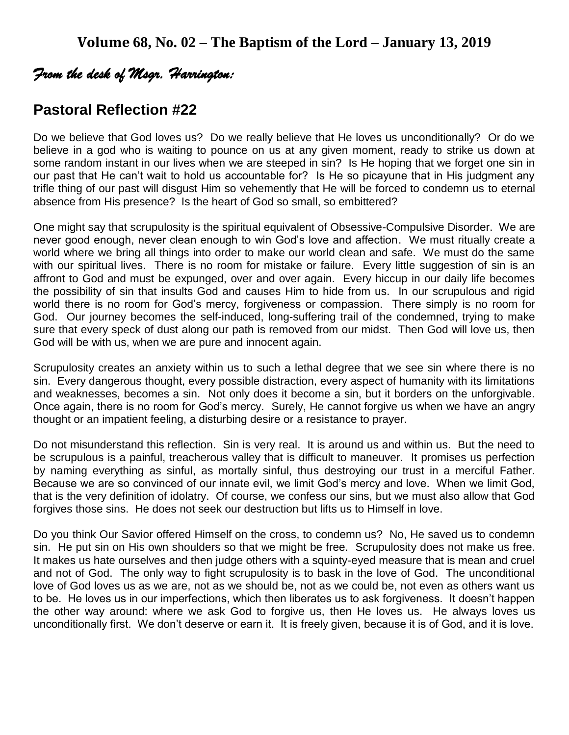## Volume 68, No. 02 – The Baptism of the Lord – January 13, 2019

*From the desk of Msgr. Harrington:*

## Pastoral Reflection #22

Do we believe that God loves us? Do we really believe that He loves us unconditionally? Or do we believe in a god who is waiting to pounce on us at any given moment, ready to strike us down at some random instant in our lives when we are steeped in sin? Is He hoping that we forget one sin in our past that He can't wait to hold us accountable for? Is He so picayune that in His judgment any trifle thing of our past will disgust Him so vehemently that He will be forced to condemn us to eternal absence from His presence? Is the heart of God so small, so embittered?

One might say that scrupulosity is the spiritual equivalent of Obsessive-Compulsive Disorder. We are never good enough, never clean enough to win God's love and affection. We must ritually create a world where we bring all things into order to make our world clean and safe. We must do the same with our spiritual lives. There is no room for mistake or failure. Every little suggestion of sin is an affront to God and must be expunged, over and over again. Every hiccup in our daily life becomes the possibility of sin that insults God and causes Him to hide from us. In our scrupulous and rigid world there is no room for God's mercy, forgiveness or compassion. There simply is no room for God. Our journey becomes the self-induced, long-suffering trail of the condemned, trying to make sure that every speck of dust along our path is removed from our midst. Then God will love us, then God will be with us, when we are pure and innocent again.

Scrupulosity creates an anxiety within us to such a lethal degree that we see sin where there is no sin. Every dangerous thought, every possible distraction, every aspect of humanity with its limitations and weaknesses, becomes a sin. Not only does it become a sin, but it borders on the unforgivable. Once again, there is no room for God's mercy. Surely, He cannot forgive us when we have an angry thought or an impatient feeling, a disturbing desire or a resistance to prayer.

Do not misunderstand this reflection. Sin is very real. It is around us and within us. But the need to be scrupulous is a painful, treacherous valley that is difficult to maneuver. It promises us perfection by naming everything as sinful, as mortally sinful, thus destroying our trust in a merciful Father. Because we are so convinced of our innate evil, we limit God's mercy and love. When we limit God, that is the very definition of idolatry. Of course, we confess our sins, but we must also allow that God forgives those sins. He does not seek our destruction but lifts us to Himself in love.

Do you think Our Savior offered Himself on the cross, to condemn us? No, He saved us to condemn sin. He put sin on His own shoulders so that we might be free. Scrupulosity does not make us free. It makes us hate ourselves and then judge others with a squinty-eyed measure that is mean and cruel and not of God. The only way to fight scrupulosity is to bask in the love of God. The unconditional love of God loves us as we are, not as we should be, not as we could be, not even as others want us to be. He loves us in our imperfections, which then liberates us to ask forgiveness. It doesn't happen the other way around: where we ask God to forgive us, then He loves us. He always loves us unconditionally first. We don't deserve or earn it. It is freely given, because it is of God, and it is love.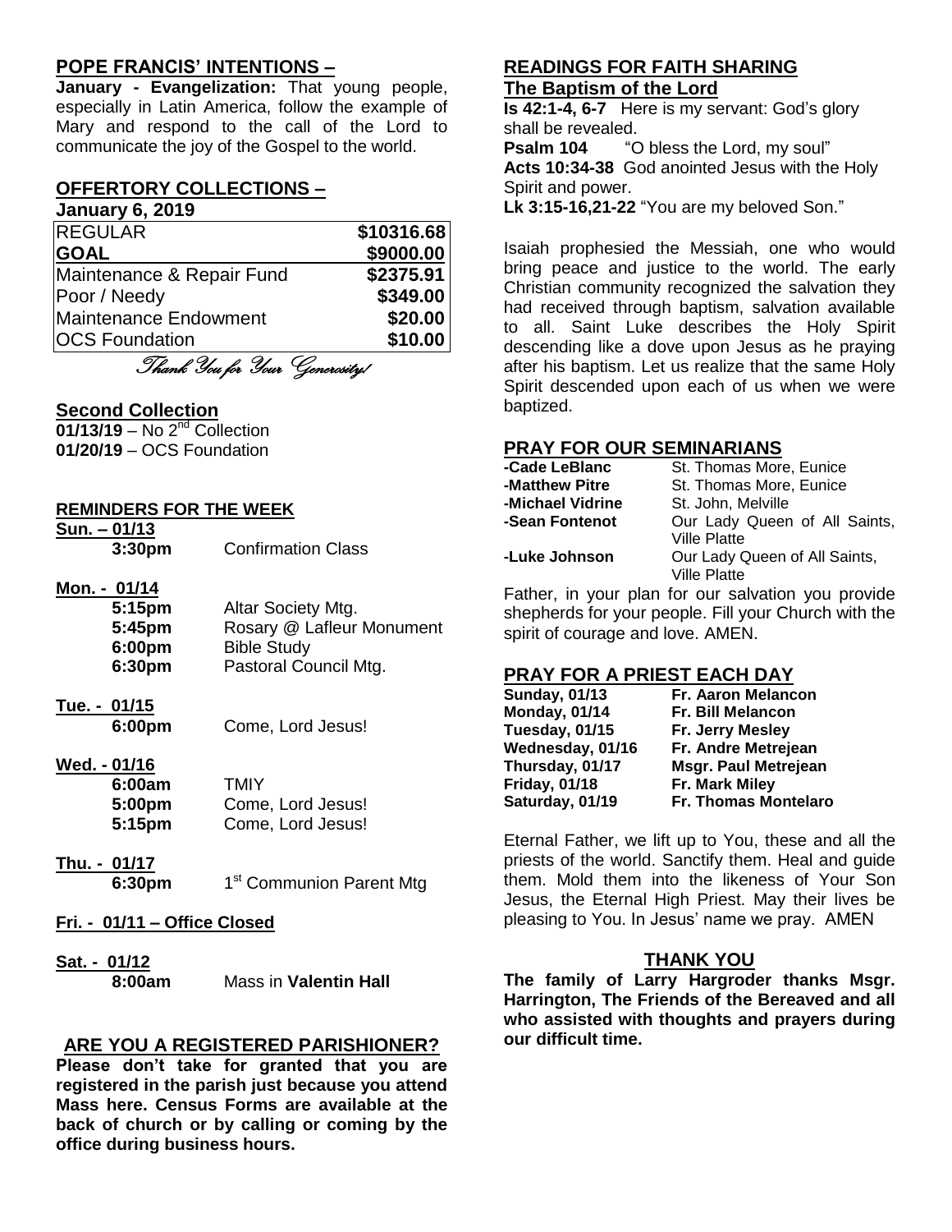## POPE FRANCIS' INTENTIONS –

**January - Evangelization:** That young people, especially in Latin America, follow the example of Mary and respond to the call of the Lord to communicate the joy of the Gospel to the world.

## OFFERTORY COLLECTIONS –

**January 6, 2019**

| | |
|---|---|
| REGULAR | **$10316.68** |
| **GOAL** | **$9000.00** |
| Maintenance & Repair Fund | **$2375.91** |
| Poor / Needy | **$349.00** |
| Maintenance Endowment | **$20.00** |
| OCS Foundation | **$10.00** |

*Thank You for Your Generosity!*

## Second Collection

**01/13/19** – No 2nd Collection
**01/20/19** – OCS Foundation

## REMINDERS FOR THE WEEK

**Sun. – 01/13**
**3:30pm** Confirmation Class

**Mon. - 01/14**
**5:15pm** Altar Society Mtg.
**5:45pm** Rosary @ Lafleur Monument
**6:00pm** Bible Study
**6:30pm** Pastoral Council Mtg.

**Tue. - 01/15**
**6:00pm** Come, Lord Jesus!

**Wed. - 01/16**
**6:00am** TMIY
**5:00pm** Come, Lord Jesus!
**5:15pm** Come, Lord Jesus!

**Thu. - 01/17**
**6:30pm** 1st Communion Parent Mtg

**Fri. - 01/11 – Office Closed**

**Sat. - 01/12**
**8:00am** Mass in **Valentin Hall**

## ARE YOU A REGISTERED PARISHIONER?

**Please don't take for granted that you are registered in the parish just because you attend Mass here. Census Forms are available at the back of church or by calling or coming by the office during business hours.**

## READINGS FOR FAITH SHARING

**The Baptism of the Lord**

**Is 42:1-4, 6-7** Here is my servant: God's glory shall be revealed.
**Psalm 104** "O bless the Lord, my soul"
**Acts 10:34-38** God anointed Jesus with the Holy Spirit and power.
**Lk 3:15-16,21-22** "You are my beloved Son."

Isaiah prophesied the Messiah, one who would bring peace and justice to the world. The early Christian community recognized the salvation they had received through baptism, salvation available to all. Saint Luke describes the Holy Spirit descending like a dove upon Jesus as he praying after his baptism. Let us realize that the same Holy Spirit descended upon each of us when we were baptized.

## PRAY FOR OUR SEMINARIANS

| | |
|---|---|
| **-Cade LeBlanc** | St. Thomas More, Eunice |
| **-Matthew Pitre** | St. Thomas More, Eunice |
| **-Michael Vidrine** | St. John, Melville |
| **-Sean Fontenot** | Our Lady Queen of All Saints, Ville Platte |
| **-Luke Johnson** | Our Lady Queen of All Saints, Ville Platte |

Father, in your plan for our salvation you provide shepherds for your people. Fill your Church with the spirit of courage and love. AMEN.

## PRAY FOR A PRIEST EACH DAY

| | |
|---|---|
| **Sunday, 01/13** | **Fr. Aaron Melancon** |
| **Monday, 01/14** | **Fr. Bill Melancon** |
| **Tuesday, 01/15** | **Fr. Jerry Mesley** |
| **Wednesday, 01/16** | **Fr. Andre Metrejean** |
| **Thursday, 01/17** | **Msgr. Paul Metrejean** |
| **Friday, 01/18** | **Fr. Mark Miley** |
| **Saturday, 01/19** | **Fr. Thomas Montelaro** |

Eternal Father, we lift up to You, these and all the priests of the world. Sanctify them. Heal and guide them. Mold them into the likeness of Your Son Jesus, the Eternal High Priest. May their lives be pleasing to You. In Jesus' name we pray. AMEN

## THANK YOU

**The family of Larry Hargroder thanks Msgr. Harrington, The Friends of the Bereaved and all who assisted with thoughts and prayers during our difficult time.**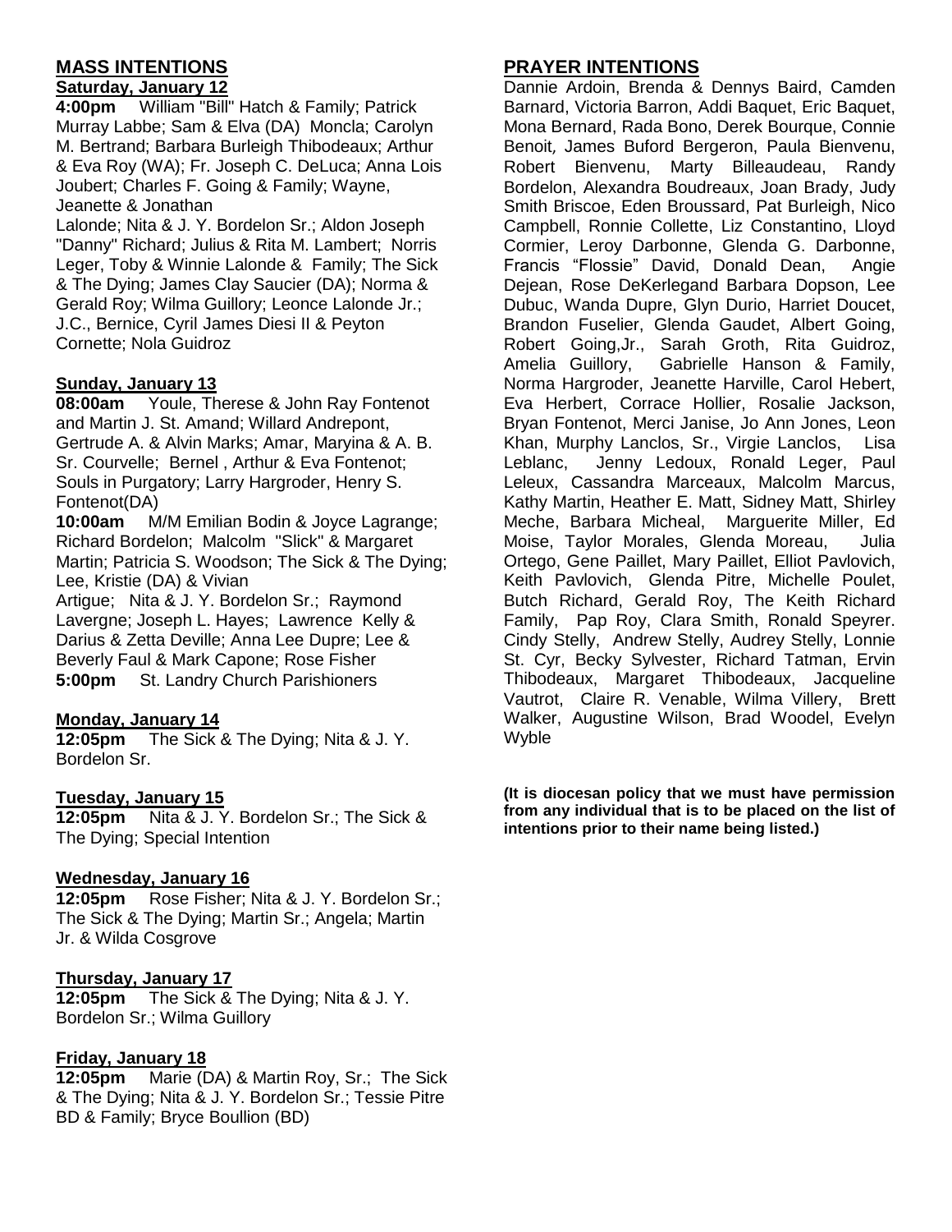## MASS INTENTIONS

### Saturday, January 12

**4:00pm** William "Bill" Hatch & Family; Patrick Murray Labbe; Sam & Elva (DA) Moncla; Carolyn M. Bertrand; Barbara Burleigh Thibodeaux; Arthur & Eva Roy (WA); Fr. Joseph C. DeLuca; Anna Lois Joubert; Charles F. Going & Family; Wayne, Jeanette & Jonathan Lalonde; Nita & J. Y. Bordelon Sr.; Aldon Joseph "Danny" Richard; Julius & Rita M. Lambert; Norris Leger, Toby & Winnie Lalonde & Family; The Sick & The Dying; James Clay Saucier (DA); Norma & Gerald Roy; Wilma Guillory; Leonce Lalonde Jr.; J.C., Bernice, Cyril James Diesi II & Peyton Cornette; Nola Guidroz

### Sunday, January 13

**08:00am** Youle, Therese & John Ray Fontenot and Martin J. St. Amand; Willard Andrepont, Gertrude A. & Alvin Marks; Amar, Maryina & A. B. Sr. Courvelle; Bernel , Arthur & Eva Fontenot; Souls in Purgatory; Larry Hargroder, Henry S. Fontenot(DA)

**10:00am** M/M Emilian Bodin & Joyce Lagrange; Richard Bordelon; Malcolm "Slick" & Margaret Martin; Patricia S. Woodson; The Sick & The Dying; Lee, Kristie (DA) & Vivian Artigue; Nita & J. Y. Bordelon Sr.; Raymond Lavergne; Joseph L. Hayes; Lawrence Kelly & Darius & Zetta Deville; Anna Lee Dupre; Lee & Beverly Faul & Mark Capone; Rose Fisher

**5:00pm** St. Landry Church Parishioners

### Monday, January 14

**12:05pm** The Sick & The Dying; Nita & J. Y. Bordelon Sr.

### Tuesday, January 15

**12:05pm** Nita & J. Y. Bordelon Sr.; The Sick & The Dying; Special Intention

### Wednesday, January 16

**12:05pm** Rose Fisher; Nita & J. Y. Bordelon Sr.; The Sick & The Dying; Martin Sr.; Angela; Martin Jr. & Wilda Cosgrove

### Thursday, January 17

**12:05pm** The Sick & The Dying; Nita & J. Y. Bordelon Sr.; Wilma Guillory

### Friday, January 18

**12:05pm** Marie (DA) & Martin Roy, Sr.; The Sick & The Dying; Nita & J. Y. Bordelon Sr.; Tessie Pitre BD & Family; Bryce Boullion (BD)

## PRAYER INTENTIONS

Dannie Ardoin, Brenda & Dennys Baird, Camden Barnard, Victoria Barron, Addi Baquet, Eric Baquet, Mona Bernard, Rada Bono, Derek Bourque, Connie Benoit, James Buford Bergeron, Paula Bienvenu, Robert Bienvenu, Marty Billeaudeau, Randy Bordelon, Alexandra Boudreaux, Joan Brady, Judy Smith Briscoe, Eden Broussard, Pat Burleigh, Nico Campbell, Ronnie Collette, Liz Constantino, Lloyd Cormier, Leroy Darbonne, Glenda G. Darbonne, Francis "Flossie" David, Donald Dean, Angie Dejean, Rose DeKerlegand Barbara Dopson, Lee Dubuc, Wanda Dupre, Glyn Durio, Harriet Doucet, Brandon Fuselier, Glenda Gaudet, Albert Going, Robert Going,Jr., Sarah Groth, Rita Guidroz, Amelia Guillory, Gabrielle Hanson & Family, Norma Hargroder, Jeanette Harville, Carol Hebert, Eva Herbert, Corrace Hollier, Rosalie Jackson, Bryan Fontenot, Merci Janise, Jo Ann Jones, Leon Khan, Murphy Lanclos, Sr., Virgie Lanclos, Lisa Leblanc, Jenny Ledoux, Ronald Leger, Paul Leleux, Cassandra Marceaux, Malcolm Marcus, Kathy Martin, Heather E. Matt, Sidney Matt, Shirley Meche, Barbara Micheal, Marguerite Miller, Ed Moise, Taylor Morales, Glenda Moreau, Julia Ortego, Gene Paillet, Mary Paillet, Elliot Pavlovich, Keith Pavlovich, Glenda Pitre, Michelle Poulet, Butch Richard, Gerald Roy, The Keith Richard Family, Pap Roy, Clara Smith, Ronald Speyrer. Cindy Stelly, Andrew Stelly, Audrey Stelly, Lonnie St. Cyr, Becky Sylvester, Richard Tatman, Ervin Thibodeaux, Margaret Thibodeaux, Jacqueline Vautrot, Claire R. Venable, Wilma Villery, Brett Walker, Augustine Wilson, Brad Woodel, Evelyn Wyble

**(It is diocesan policy that we must have permission from any individual that is to be placed on the list of intentions prior to their name being listed.)**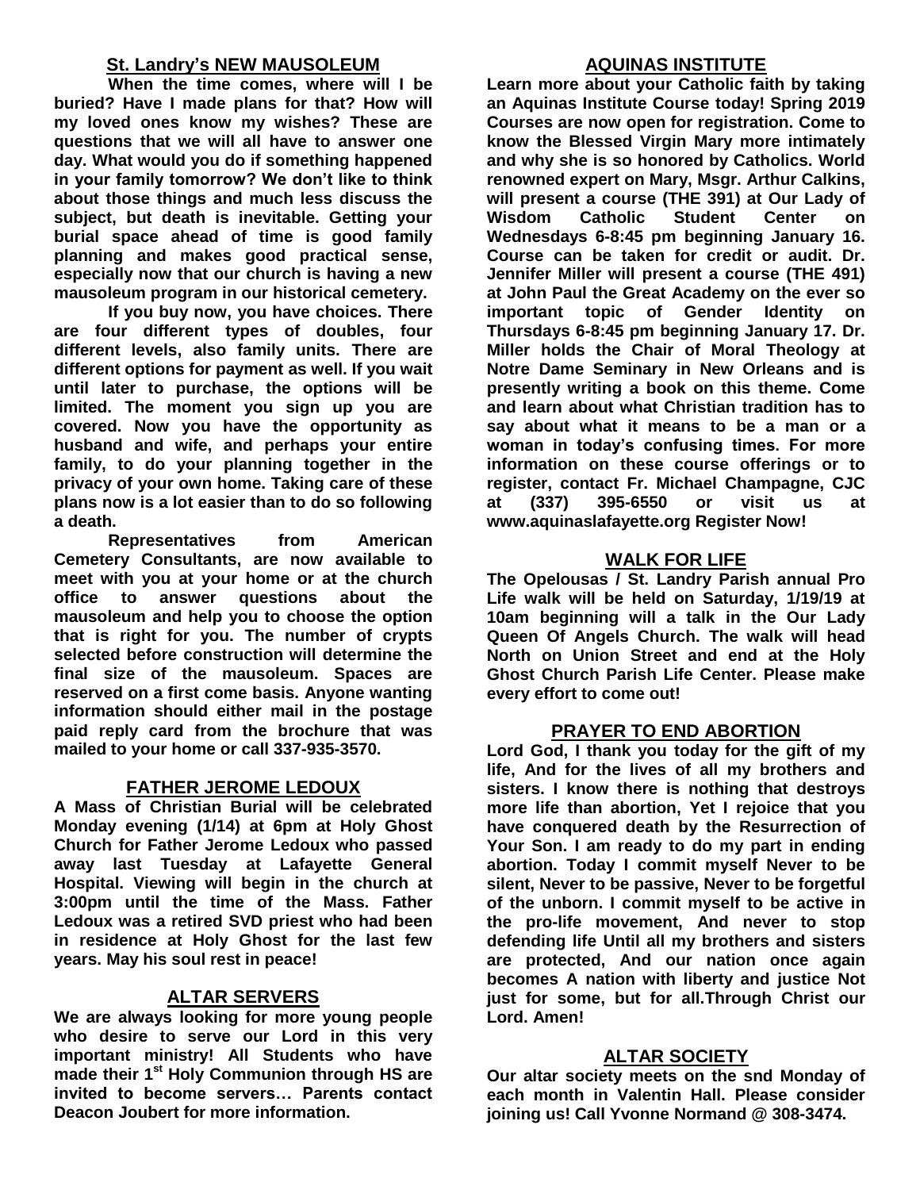## St. Landry's NEW MAUSOLEUM

**When the time comes, where will I be buried? Have I made plans for that? How will my loved ones know my wishes? These are questions that we will all have to answer one day. What would you do if something happened in your family tomorrow? We don't like to think about those things and much less discuss the subject, but death is inevitable. Getting your burial space ahead of time is good family planning and makes good practical sense, especially now that our church is having a new mausoleum program in our historical cemetery.**

**If you buy now, you have choices. There are four different types of doubles, four different levels, also family units. There are different options for payment as well. If you wait until later to purchase, the options will be limited. The moment you sign up you are covered. Now you have the opportunity as husband and wife, and perhaps your entire family, to do your planning together in the privacy of your own home. Taking care of these plans now is a lot easier than to do so following a death.**

**Representatives from American Cemetery Consultants, are now available to meet with you at your home or at the church office to answer questions about the mausoleum and help you to choose the option that is right for you. The number of crypts selected before construction will determine the final size of the mausoleum. Spaces are reserved on a first come basis. Anyone wanting information should either mail in the postage paid reply card from the brochure that was mailed to your home or call 337-935-3570.**

## FATHER JEROME LEDOUX

**A Mass of Christian Burial will be celebrated Monday evening (1/14) at 6pm at Holy Ghost Church for Father Jerome Ledoux who passed away last Tuesday at Lafayette General Hospital. Viewing will begin in the church at 3:00pm until the time of the Mass. Father Ledoux was a retired SVD priest who had been in residence at Holy Ghost for the last few years. May his soul rest in peace!**

## ALTAR SERVERS

**We are always looking for more young people who desire to serve our Lord in this very important ministry! All Students who have made their 1st Holy Communion through HS are invited to become servers… Parents contact Deacon Joubert for more information.**

## AQUINAS INSTITUTE

**Learn more about your Catholic faith by taking an Aquinas Institute Course today! Spring 2019 Courses are now open for registration. Come to know the Blessed Virgin Mary more intimately and why she is so honored by Catholics. World renowned expert on Mary, Msgr. Arthur Calkins, will present a course (THE 391) at Our Lady of Wisdom Catholic Student Center on Wednesdays 6-8:45 pm beginning January 16. Course can be taken for credit or audit. Dr. Jennifer Miller will present a course (THE 491) at John Paul the Great Academy on the ever so important topic of Gender Identity on Thursdays 6-8:45 pm beginning January 17. Dr. Miller holds the Chair of Moral Theology at Notre Dame Seminary in New Orleans and is presently writing a book on this theme. Come and learn about what Christian tradition has to say about what it means to be a man or a woman in today's confusing times. For more information on these course offerings or to register, contact Fr. Michael Champagne, CJC at (337) 395-6550 or visit us at www.aquinaslafayette.org Register Now!**

## WALK FOR LIFE

**The Opelousas / St. Landry Parish annual Pro Life walk will be held on Saturday, 1/19/19 at 10am beginning will a talk in the Our Lady Queen Of Angels Church. The walk will head North on Union Street and end at the Holy Ghost Church Parish Life Center. Please make every effort to come out!**

## PRAYER TO END ABORTION

**Lord God, I thank you today for the gift of my life, And for the lives of all my brothers and sisters. I know there is nothing that destroys more life than abortion, Yet I rejoice that you have conquered death by the Resurrection of Your Son. I am ready to do my part in ending abortion. Today I commit myself Never to be silent, Never to be passive, Never to be forgetful of the unborn. I commit myself to be active in the pro-life movement, And never to stop defending life Until all my brothers and sisters are protected, And our nation once again becomes A nation with liberty and justice Not just for some, but for all.Through Christ our Lord. Amen!**

## ALTAR SOCIETY

**Our altar society meets on the snd Monday of each month in Valentin Hall. Please consider joining us! Call Yvonne Normand @ 308-3474.**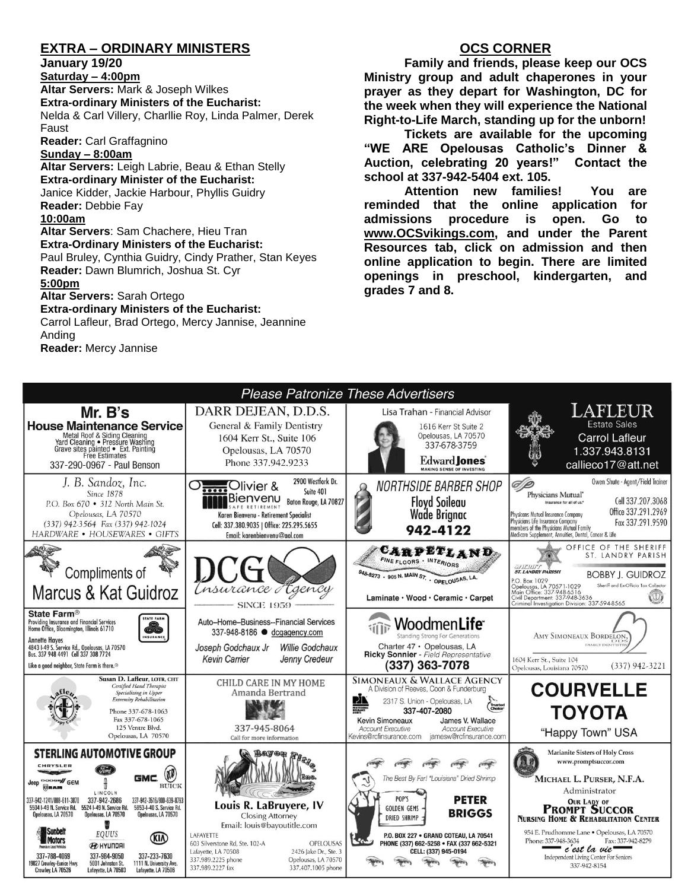## EXTRA – ORDINARY MINISTERS

**January 19/20**

**Saturday – 4:00pm**

**Altar Servers:** Mark & Joseph Wilkes

**Extra-ordinary Ministers of the Eucharist:**
Nelda & Carl Villery, Charllie Roy, Linda Palmer, Derek Faust

**Reader:** Carl Graffagnino

**Sunday – 8:00am**

**Altar Servers:** Leigh Labrie, Beau & Ethan Stelly

**Extra-ordinary Minister of the Eucharist:**
Janice Kidder, Jackie Harbour, Phyllis Guidry

**Reader:** Debbie Fay

**10:00am**

**Altar Servers**: Sam Chachere, Hieu Tran

**Extra-Ordinary Ministers of the Eucharist:**
Paul Bruley, Cynthia Guidry, Cindy Prather, Stan Keyes

**Reader:** Dawn Blumrich, Joshua St. Cyr

**5:00pm**

**Altar Servers:** Sarah Ortego

**Extra-ordinary Ministers of the Eucharist:**
Carrol Lafleur, Brad Ortego, Mercy Jannise, Jeannine Anding

**Reader:** Mercy Jannise

## OCS CORNER

**Family and friends, please keep our OCS Ministry group and adult chaperones in your prayer as they depart for Washington, DC for the week when they will experience the National Right-to-Life March, standing up for the unborn!**

**Tickets are available for the upcoming "WE ARE Opelousas Catholic's Dinner & Auction, celebrating 20 years!" Contact the school at 337-942-5404 ext. 105.**

**Attention new families! You are reminded that the online application for admissions procedure is open. Go to www.OCSvikings.com, and under the Parent Resources tab, click on admission and then online application to begin. There are limited openings in preschool, kindergarten, and grades 7 and 8.**

### Please Patronize These Advertisers

**Mr. B's House Maintenance Service** — Metal Roof & Siding Cleaning • Yard Cleaning • Pressure Washing • Grave sites painted • Ext. Painting • Free Estimates — 337-290-0967 - Paul Benson

**DARR DEJEAN, D.D.S.** — General & Family Dentistry, 1604 Kerr St., Suite 106, Opelousas, LA 70570, Phone 337.942.9233

**Lisa Trahan - Financial Advisor** — 1616 Kerr St Suite 2, Opelousas, LA 70570, 337-678-3759 — Edward Jones, Making Sense of Investing

**LAFLEUR Estate Sales** — Carrol Lafleur, 1.337.943.8131, callieco17@att.net

**J. B. Sandoz, Inc.** — Since 1878 — P.O. Box 670 • 312 North Main St., Opelousas, LA 70570 — (337) 942-3564 Fax (337) 942-1024 — HARDWARE • HOUSEWARES • GIFTS

**Olivier & Bienvenu Safe Retirement** — 2900 Westfork Dr. Suite 401, Baton Rouge, LA 70827 — Karen Bienvenu - Retirement Specialist — Cell: 337.380.9035 | Office: 225.295.5655 — Email: karenbienvenu@aol.com

**NORTHSIDE BARBER SHOP** — Floyd Soileau, Wade Brignac — 942-4122

**Physicians Mutual** — Insurance for all of us — Owen Shute - Agent/Field Trainer — Cell 337.207.3068, Office 337.291.2969, Fax 337.291.9590 — Physicians Mutual Insurance Company, Physicians Life Insurance Company, members of the Physicians Mutual Family — Medicare Supplement, Annuities, Dental, Cancer & Life

**Compliments of Marcus & Kat Guidroz**

**DCG Insurance Agency** — Since 1959 — Auto–Home–Business--Financial Services — 337-948-8186 • dcgagency.com — Joseph Godchaux Jr, Willie Godchaux, Kevin Carrier, Jenny Credeur

**CARPETLAND** — Fine Floors • Interiors — 948-8273 • 905 N. Main St. • Opelousas, LA. — Laminate • Wood • Ceramic • Carpet

**Office of the Sheriff, St. Landry Parish** — Bobby J. Guidroz, Sheriff and Ex-Officio Tax Collector — P.O. Box 1029, Opelousas, LA 70571-1029 — Main Office: 337-948-6516 — Civil Department: 337-948-3636 — Criminal Investigation Division: 337-594-8565

**State Farm®** — Providing Insurance and Financial Services, Home Office, Bloomington, Illinois 61710 — Annette Hayes, 4843 I-49 S. Service Rd., Opelousas, LA 70570, Bus. 337 948 4491 Cell 337 308 7724 — Like a good neighbor, State Farm is there.®

**WoodmenLife** — Standing Strong For Generations — Charter 47 • Opelousas, LA — Ricky Sonnier - Field Representative — (337) 363-7078

**Amy Simoneaux Bordelon, DDS** — Family Dentistry — 1604 Kerr St., Suite 104, Opelousas, Louisiana 70570 — (337) 942-3221

**Susan D. Lafleur, LOTR, CHT** — Certified Hand Therapist, Specializing in Upper Extremity Rehabilitation — Phone 337-678-1063, Fax 337-678-1065 — 125 Ventre Blvd., Opelousas, LA 70570

**CHILD CARE IN MY HOME** — Amanda Bertrand — 337-945-8064 — Call for more information

**SIMONEAUX & WALLACE AGENCY** — A Division of Reeves, Coon & Funderburg — 2317 S. Union - Opelousas, LA — 337-407-2080 — Kevin Simoneaux, Account Executive, Kevins@rcfinsurance.com — James V. Wallace, Account Executive, jamesw@rcfinsurance.com

**COURVELLE TOYOTA** — "Happy Town" USA

**STERLING AUTOMOTIVE GROUP** — Chrysler, Jeep, Dodge, Ram, Ford, Lincoln, GMC, Buick — 337-942-1241/888-611-3870, 5504 I-49 N. Service Rd., Opelousas, LA 70570 — 337-942-2686, 5524 I-49 N. Service Rd., Opelousas, LA 70570 — 337-942-3516/800-639-8793, 5853 I-49 S. Service Rd., Opelousas, LA 70570 — Sunbelt Motors, 337-788-4069, 19027 Crowley-Eunice Hwy, Crowley, LA 70526 — Equus, Hyundai, 337-984-9050, 5001 Johnston St., Lafayette, LA 70503 — Kia, 337-233-7630, 1111 N. University Ave., Lafayette, LA 70506

**Bayou Title, Inc.** — Louis R. LaBruyere, IV, Closing Attorney — Email: louis@bayoutitle.com — Lafayette: 603 Silverstone Rd, Ste. 102-A, Lafayette, LA 70508, 337.989.2225 phone, 337.989.2227 fax — Opelousas: 2426 Jake Dr., Ste. 3, Opelousas, LA 70570, 337.407.1005 phone

**Pop's Golden Gems Dried Shrimp** — The Best By Far! "Louisiana" Dried Shrimp — PETER BRIGGS — P.O. Box 227 • Grand Coteau, LA 70541 — Phone (337) 662-5258 • Fax (337) 662-5321 — Cell: (337) 945-0194

**Marianite Sisters of Holy Cross** — www.promptsuccor.com — Michael L. Purser, N.F.A., Administrator — Our Lady of Prompt Succor Nursing Home & Rehabilitation Center — 954 E. Prudhomme Lane • Opelousas, LA 70570 — Phone: 337-948-3634, Fax: 337-942-8279 — c'est la vie — Independent Living Center For Seniors — 337-942-8154